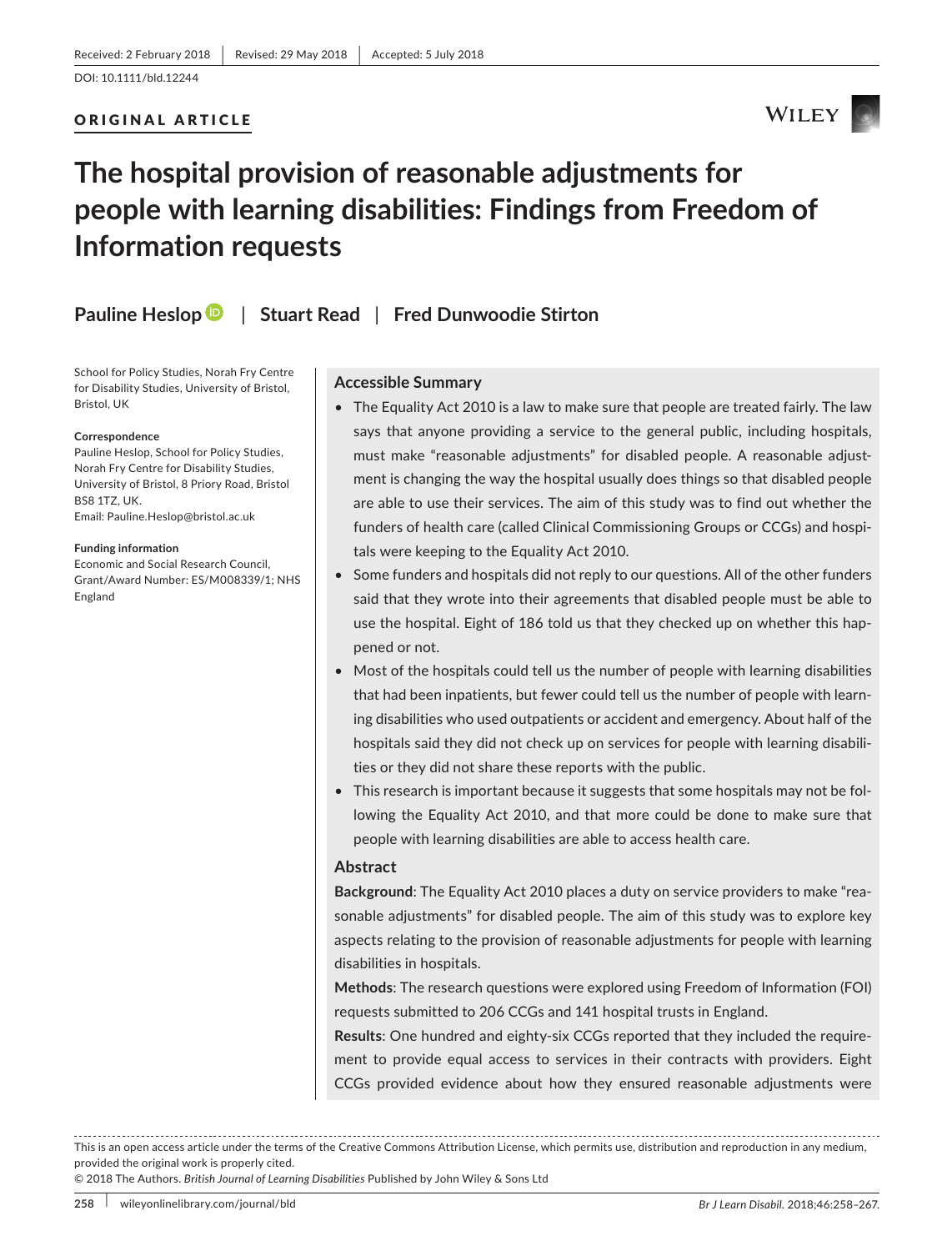Received: 2 February 2018 | Revised: 29 May 2018 | Accepted: 5 July 2018

DOI: 10.1111/bld.12244

ORIGINAL ARTICLE

# The hospital provision of reasonable adjustments for people with learning disabilities: Findings from Freedom of Information requests

**Pauline Heslop** | **Stuart Read** | **Fred Dunwoodie Stirton**

School for Policy Studies, Norah Fry Centre for Disability Studies, University of Bristol, Bristol, UK

**Correspondence**
Pauline Heslop, School for Policy Studies, Norah Fry Centre for Disability Studies, University of Bristol, 8 Priory Road, Bristol BS8 1TZ, UK.
Email: Pauline.Heslop@bristol.ac.uk

**Funding information**
Economic and Social Research Council, Grant/Award Number: ES/M008339/1; NHS England

## Accessible Summary

- The Equality Act 2010 is a law to make sure that people are treated fairly. The law says that anyone providing a service to the general public, including hospitals, must make "reasonable adjustments" for disabled people. A reasonable adjustment is changing the way the hospital usually does things so that disabled people are able to use their services. The aim of this study was to find out whether the funders of health care (called Clinical Commissioning Groups or CCGs) and hospitals were keeping to the Equality Act 2010.
- Some funders and hospitals did not reply to our questions. All of the other funders said that they wrote into their agreements that disabled people must be able to use the hospital. Eight of 186 told us that they checked up on whether this happened or not.
- Most of the hospitals could tell us the number of people with learning disabilities that had been inpatients, but fewer could tell us the number of people with learning disabilities who used outpatients or accident and emergency. About half of the hospitals said they did not check up on services for people with learning disabilities or they did not share these reports with the public.
- This research is important because it suggests that some hospitals may not be following the Equality Act 2010, and that more could be done to make sure that people with learning disabilities are able to access health care.

## Abstract

**Background**: The Equality Act 2010 places a duty on service providers to make "reasonable adjustments" for disabled people. The aim of this study was to explore key aspects relating to the provision of reasonable adjustments for people with learning disabilities in hospitals.

**Methods**: The research questions were explored using Freedom of Information (FOI) requests submitted to 206 CCGs and 141 hospital trusts in England.

**Results**: One hundred and eighty-six CCGs reported that they included the requirement to provide equal access to services in their contracts with providers. Eight CCGs provided evidence about how they ensured reasonable adjustments were

This is an open access article under the terms of the Creative Commons Attribution License, which permits use, distribution and reproduction in any medium, provided the original work is properly cited.
© 2018 The Authors. *British Journal of Learning Disabilities* Published by John Wiley & Sons Ltd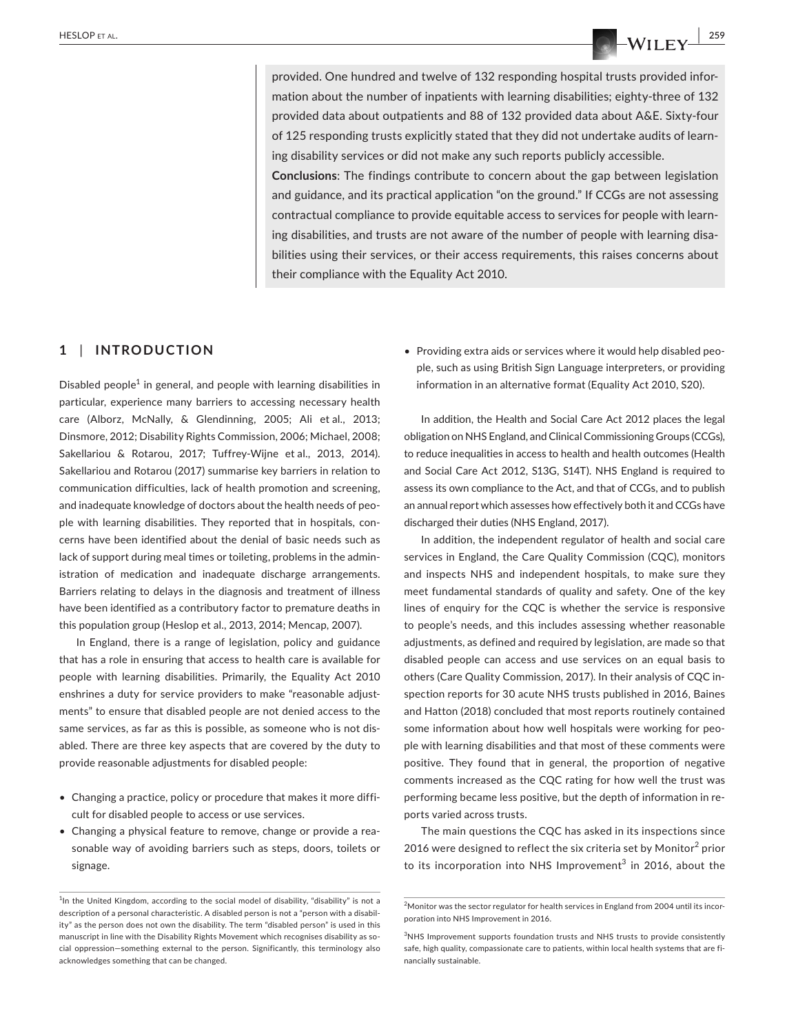provided. One hundred and twelve of 132 responding hospital trusts provided information about the number of inpatients with learning disabilities; eighty-three of 132 provided data about outpatients and 88 of 132 provided data about A&E. Sixty-four of 125 responding trusts explicitly stated that they did not undertake audits of learning disability services or did not make any such reports publicly accessible.

**Conclusions**: The findings contribute to concern about the gap between legislation and guidance, and its practical application "on the ground." If CCGs are not assessing contractual compliance to provide equitable access to services for people with learning disabilities, and trusts are not aware of the number of people with learning disabilities using their services, or their access requirements, this raises concerns about their compliance with the Equality Act 2010.

## 1 | INTRODUCTION

Disabled people[1] in general, and people with learning disabilities in particular, experience many barriers to accessing necessary health care (Alborz, McNally, & Glendinning, 2005; Ali et al., 2013; Dinsmore, 2012; Disability Rights Commission, 2006; Michael, 2008; Sakellariou & Rotarou, 2017; Tuffrey-Wijne et al., 2013, 2014). Sakellariou and Rotarou (2017) summarise key barriers in relation to communication difficulties, lack of health promotion and screening, and inadequate knowledge of doctors about the health needs of people with learning disabilities. They reported that in hospitals, concerns have been identified about the denial of basic needs such as lack of support during meal times or toileting, problems in the administration of medication and inadequate discharge arrangements. Barriers relating to delays in the diagnosis and treatment of illness have been identified as a contributory factor to premature deaths in this population group (Heslop et al., 2013, 2014; Mencap, 2007).

In England, there is a range of legislation, policy and guidance that has a role in ensuring that access to health care is available for people with learning disabilities. Primarily, the Equality Act 2010 enshrines a duty for service providers to make "reasonable adjustments" to ensure that disabled people are not denied access to the same services, as far as this is possible, as someone who is not disabled. There are three key aspects that are covered by the duty to provide reasonable adjustments for disabled people:

- Changing a practice, policy or procedure that makes it more difficult for disabled people to access or use services.
- Changing a physical feature to remove, change or provide a reasonable way of avoiding barriers such as steps, doors, toilets or signage.
- Providing extra aids or services where it would help disabled people, such as using British Sign Language interpreters, or providing information in an alternative format (Equality Act 2010, S20).

In addition, the Health and Social Care Act 2012 places the legal obligation on NHS England, and Clinical Commissioning Groups (CCGs), to reduce inequalities in access to health and health outcomes (Health and Social Care Act 2012, S13G, S14T). NHS England is required to assess its own compliance to the Act, and that of CCGs, and to publish an annual report which assesses how effectively both it and CCGs have discharged their duties (NHS England, 2017).

In addition, the independent regulator of health and social care services in England, the Care Quality Commission (CQC), monitors and inspects NHS and independent hospitals, to make sure they meet fundamental standards of quality and safety. One of the key lines of enquiry for the CQC is whether the service is responsive to people's needs, and this includes assessing whether reasonable adjustments, as defined and required by legislation, are made so that disabled people can access and use services on an equal basis to others (Care Quality Commission, 2017). In their analysis of CQC inspection reports for 30 acute NHS trusts published in 2016, Baines and Hatton (2018) concluded that most reports routinely contained some information about how well hospitals were working for people with learning disabilities and that most of these comments were positive. They found that in general, the proportion of negative comments increased as the CQC rating for how well the trust was performing became less positive, but the depth of information in reports varied across trusts.

The main questions the CQC has asked in its inspections since 2016 were designed to reflect the six criteria set by Monitor[2] prior to its incorporation into NHS Improvement[3] in 2016, about the

[1] In the United Kingdom, according to the social model of disability, "disability" is not a description of a personal characteristic. A disabled person is not a "person with a disability" as the person does not own the disability. The term "disabled person" is used in this manuscript in line with the Disability Rights Movement which recognises disability as social oppression—something external to the person. Significantly, this terminology also acknowledges something that can be changed.

[2] Monitor was the sector regulator for health services in England from 2004 until its incorporation into NHS Improvement in 2016.

[3] NHS Improvement supports foundation trusts and NHS trusts to provide consistently safe, high quality, compassionate care to patients, within local health systems that are financially sustainable.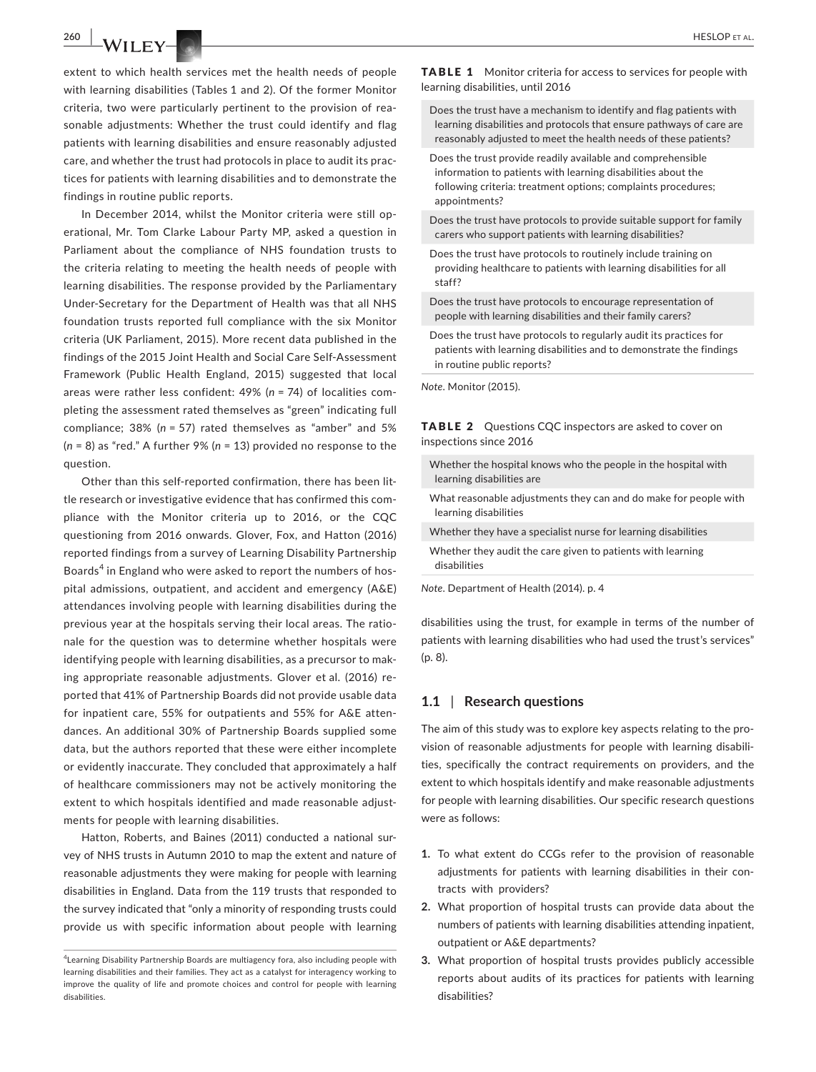extent to which health services met the health needs of people with learning disabilities (Tables 1 and 2). Of the former Monitor criteria, two were particularly pertinent to the provision of reasonable adjustments: Whether the trust could identify and flag patients with learning disabilities and ensure reasonably adjusted care, and whether the trust had protocols in place to audit its practices for patients with learning disabilities and to demonstrate the findings in routine public reports.

In December 2014, whilst the Monitor criteria were still operational, Mr. Tom Clarke Labour Party MP, asked a question in Parliament about the compliance of NHS foundation trusts to the criteria relating to meeting the health needs of people with learning disabilities. The response provided by the Parliamentary Under-Secretary for the Department of Health was that all NHS foundation trusts reported full compliance with the six Monitor criteria (UK Parliament, 2015). More recent data published in the findings of the 2015 Joint Health and Social Care Self-Assessment Framework (Public Health England, 2015) suggested that local areas were rather less confident: 49% (*n* = 74) of localities completing the assessment rated themselves as "green" indicating full compliance; 38% (*n* = 57) rated themselves as "amber" and 5% (*n* = 8) as "red." A further 9% (*n* = 13) provided no response to the question.

Other than this self-reported confirmation, there has been little research or investigative evidence that has confirmed this compliance with the Monitor criteria up to 2016, or the CQC questioning from 2016 onwards. Glover, Fox, and Hatton (2016) reported findings from a survey of Learning Disability Partnership Boards[4] in England who were asked to report the numbers of hospital admissions, outpatient, and accident and emergency (A&E) attendances involving people with learning disabilities during the previous year at the hospitals serving their local areas. The rationale for the question was to determine whether hospitals were identifying people with learning disabilities, as a precursor to making appropriate reasonable adjustments. Glover et al. (2016) reported that 41% of Partnership Boards did not provide usable data for inpatient care, 55% for outpatients and 55% for A&E attendances. An additional 30% of Partnership Boards supplied some data, but the authors reported that these were either incomplete or evidently inaccurate. They concluded that approximately a half of healthcare commissioners may not be actively monitoring the extent to which hospitals identified and made reasonable adjustments for people with learning disabilities.

Hatton, Roberts, and Baines (2011) conducted a national survey of NHS trusts in Autumn 2010 to map the extent and nature of reasonable adjustments they were making for people with learning disabilities in England. Data from the 119 trusts that responded to the survey indicated that "only a minority of responding trusts could provide us with specific information about people with learning disabilities using the trust, for example in terms of the number of patients with learning disabilities who had used the trust's services" (p. 8).

**TABLE 1** Monitor criteria for access to services for people with learning disabilities, until 2016

| |
|---|
| Does the trust have a mechanism to identify and flag patients with learning disabilities and protocols that ensure pathways of care are reasonably adjusted to meet the health needs of these patients? |
| Does the trust provide readily available and comprehensible information to patients with learning disabilities about the following criteria: treatment options; complaints procedures; appointments? |
| Does the trust have protocols to provide suitable support for family carers who support patients with learning disabilities? |
| Does the trust have protocols to routinely include training on providing healthcare to patients with learning disabilities for all staff? |
| Does the trust have protocols to encourage representation of people with learning disabilities and their family carers? |
| Does the trust have protocols to regularly audit its practices for patients with learning disabilities and to demonstrate the findings in routine public reports? |

*Note*. Monitor (2015).

**TABLE 2** Questions CQC inspectors are asked to cover on inspections since 2016

| |
|---|
| Whether the hospital knows who the people in the hospital with learning disabilities are |
| What reasonable adjustments they can and do make for people with learning disabilities |
| Whether they have a specialist nurse for learning disabilities |
| Whether they audit the care given to patients with learning disabilities |

*Note*. Department of Health (2014). p. 4

### 1.1 | Research questions

The aim of this study was to explore key aspects relating to the provision of reasonable adjustments for people with learning disabilities, specifically the contract requirements on providers, and the extent to which hospitals identify and make reasonable adjustments for people with learning disabilities. Our specific research questions were as follows:

1. To what extent do CCGs refer to the provision of reasonable adjustments for patients with learning disabilities in their contracts with providers?
2. What proportion of hospital trusts can provide data about the numbers of patients with learning disabilities attending inpatient, outpatient or A&E departments?
3. What proportion of hospital trusts provides publicly accessible reports about audits of its practices for patients with learning disabilities?

[4] Learning Disability Partnership Boards are multiagency fora, also including people with learning disabilities and their families. They act as a catalyst for interagency working to improve the quality of life and promote choices and control for people with learning disabilities.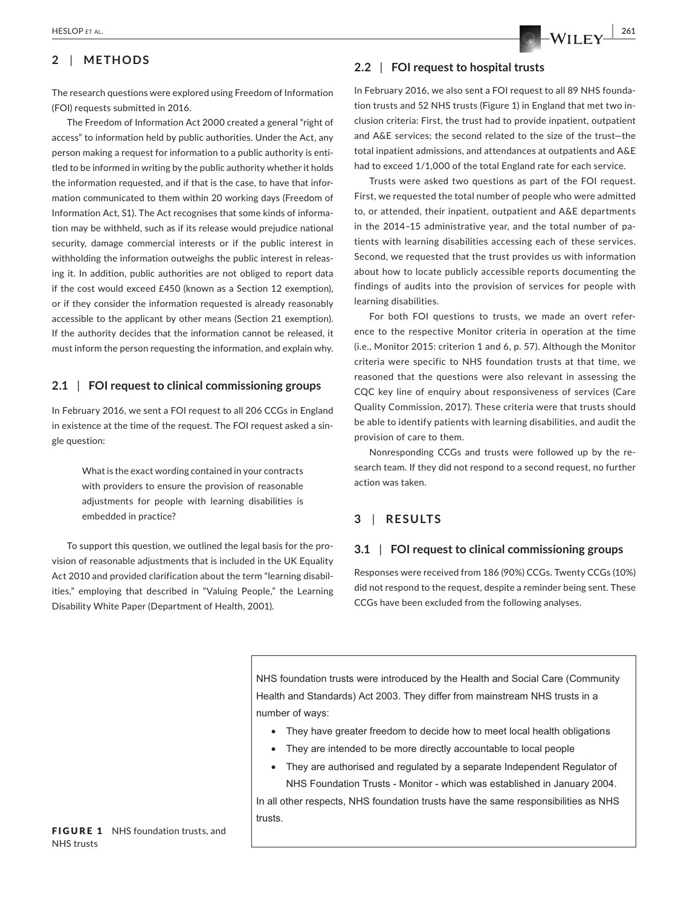## 2 | METHODS

The research questions were explored using Freedom of Information (FOI) requests submitted in 2016.

The Freedom of Information Act 2000 created a general "right of access" to information held by public authorities. Under the Act, any person making a request for information to a public authority is entitled to be informed in writing by the public authority whether it holds the information requested, and if that is the case, to have that information communicated to them within 20 working days (Freedom of Information Act, S1). The Act recognises that some kinds of information may be withheld, such as if its release would prejudice national security, damage commercial interests or if the public interest in withholding the information outweighs the public interest in releasing it. In addition, public authorities are not obliged to report data if the cost would exceed £450 (known as a Section 12 exemption), or if they consider the information requested is already reasonably accessible to the applicant by other means (Section 21 exemption). If the authority decides that the information cannot be released, it must inform the person requesting the information, and explain why.

### 2.1 | FOI request to clinical commissioning groups

In February 2016, we sent a FOI request to all 206 CCGs in England in existence at the time of the request. The FOI request asked a single question:

> What is the exact wording contained in your contracts with providers to ensure the provision of reasonable adjustments for people with learning disabilities is embedded in practice?

To support this question, we outlined the legal basis for the provision of reasonable adjustments that is included in the UK Equality Act 2010 and provided clarification about the term "learning disabilities," employing that described in "Valuing People," the Learning Disability White Paper (Department of Health, 2001).

### 2.2 | FOI request to hospital trusts

In February 2016, we also sent a FOI request to all 89 NHS foundation trusts and 52 NHS trusts (Figure 1) in England that met two inclusion criteria: First, the trust had to provide inpatient, outpatient and A&E services; the second related to the size of the trust—the total inpatient admissions, and attendances at outpatients and A&E had to exceed 1/1,000 of the total England rate for each service.

Trusts were asked two questions as part of the FOI request. First, we requested the total number of people who were admitted to, or attended, their inpatient, outpatient and A&E departments in the 2014–15 administrative year, and the total number of patients with learning disabilities accessing each of these services. Second, we requested that the trust provides us with information about how to locate publicly accessible reports documenting the findings of audits into the provision of services for people with learning disabilities.

For both FOI questions to trusts, we made an overt reference to the respective Monitor criteria in operation at the time (i.e., Monitor 2015: criterion 1 and 6, p. 57). Although the Monitor criteria were specific to NHS foundation trusts at that time, we reasoned that the questions were also relevant in assessing the CQC key line of enquiry about responsiveness of services (Care Quality Commission, 2017). These criteria were that trusts should be able to identify patients with learning disabilities, and audit the provision of care to them.

Nonresponding CCGs and trusts were followed up by the research team. If they did not respond to a second request, no further action was taken.

## 3 | RESULTS

### 3.1 | FOI request to clinical commissioning groups

Responses were received from 186 (90%) CCGs. Twenty CCGs (10%) did not respond to the request, despite a reminder being sent. These CCGs have been excluded from the following analyses.

NHS foundation trusts were introduced by the Health and Social Care (Community Health and Standards) Act 2003. They differ from mainstream NHS trusts in a number of ways:

- They have greater freedom to decide how to meet local health obligations
- They are intended to be more directly accountable to local people
- They are authorised and regulated by a separate Independent Regulator of NHS Foundation Trusts - Monitor - which was established in January 2004.

In all other respects, NHS foundation trusts have the same responsibilities as NHS trusts.

**FIGURE 1** NHS foundation trusts, and NHS trusts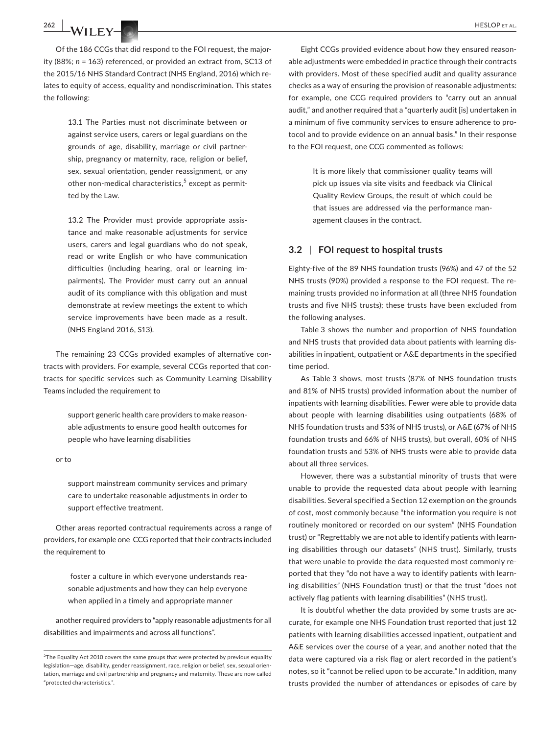Of the 186 CCGs that did respond to the FOI request, the majority (88%; $n$ = 163) referenced, or provided an extract from, SC13 of the 2015/16 NHS Standard Contract (NHS England, 2016) which relates to equity of access, equality and nondiscrimination. This states the following:

> 13.1 The Parties must not discriminate between or against service users, carers or legal guardians on the grounds of age, disability, marriage or civil partnership, pregnancy or maternity, race, religion or belief, sex, sexual orientation, gender reassignment, or any other non-medical characteristics,[5] except as permitted by the Law.
>
> 13.2 The Provider must provide appropriate assistance and make reasonable adjustments for service users, carers and legal guardians who do not speak, read or write English or who have communication difficulties (including hearing, oral or learning impairments). The Provider must carry out an annual audit of its compliance with this obligation and must demonstrate at review meetings the extent to which service improvements have been made as a result. (NHS England 2016, S13).

The remaining 23 CCGs provided examples of alternative contracts with providers. For example, several CCGs reported that contracts for specific services such as Community Learning Disability Teams included the requirement to

> support generic health care providers to make reasonable adjustments to ensure good health outcomes for people who have learning disabilities

or to

> support mainstream community services and primary care to undertake reasonable adjustments in order to support effective treatment.

Other areas reported contractual requirements across a range of providers, for example one CCG reported that their contracts included the requirement to

> foster a culture in which everyone understands reasonable adjustments and how they can help everyone when applied in a timely and appropriate manner

another required providers to "apply reasonable adjustments for all disabilities and impairments and across all functions".

Eight CCGs provided evidence about how they ensured reasonable adjustments were embedded in practice through their contracts with providers. Most of these specified audit and quality assurance checks as a way of ensuring the provision of reasonable adjustments: for example, one CCG required providers to "carry out an annual audit," and another required that a "quarterly audit [is] undertaken in a minimum of five community services to ensure adherence to protocol and to provide evidence on an annual basis." In their response to the FOI request, one CCG commented as follows:

> It is more likely that commissioner quality teams will pick up issues via site visits and feedback via Clinical Quality Review Groups, the result of which could be that issues are addressed via the performance management clauses in the contract.

### 3.2 | FOI request to hospital trusts

Eighty-five of the 89 NHS foundation trusts (96%) and 47 of the 52 NHS trusts (90%) provided a response to the FOI request. The remaining trusts provided no information at all (three NHS foundation trusts and five NHS trusts); these trusts have been excluded from the following analyses.

Table 3 shows the number and proportion of NHS foundation and NHS trusts that provided data about patients with learning disabilities in inpatient, outpatient or A&E departments in the specified time period.

As Table 3 shows, most trusts (87% of NHS foundation trusts and 81% of NHS trusts) provided information about the number of inpatients with learning disabilities. Fewer were able to provide data about people with learning disabilities using outpatients (68% of NHS foundation trusts and 53% of NHS trusts), or A&E (67% of NHS foundation trusts and 66% of NHS trusts), but overall, 60% of NHS foundation trusts and 53% of NHS trusts were able to provide data about all three services.

However, there was a substantial minority of trusts that were unable to provide the requested data about people with learning disabilities. Several specified a Section 12 exemption on the grounds of cost, most commonly because "the information you require is not routinely monitored or recorded on our system" (NHS Foundation trust) or "Regrettably we are not able to identify patients with learning disabilities through our datasets" (NHS trust). Similarly, trusts that were unable to provide the data requested most commonly reported that they "do not have a way to identify patients with learning disabilities" (NHS Foundation trust) or that the trust "does not actively flag patients with learning disabilities" (NHS trust).

It is doubtful whether the data provided by some trusts are accurate, for example one NHS Foundation trust reported that just 12 patients with learning disabilities accessed inpatient, outpatient and A&E services over the course of a year, and another noted that the data were captured via a risk flag or alert recorded in the patient's notes, so it "cannot be relied upon to be accurate." In addition, many trusts provided the number of attendances or episodes of care by

---

[5] The Equality Act 2010 covers the same groups that were protected by previous equality legislation—age, disability, gender reassignment, race, religion or belief, sex, sexual orientation, marriage and civil partnership and pregnancy and maternity. These are now called "protected characteristics.".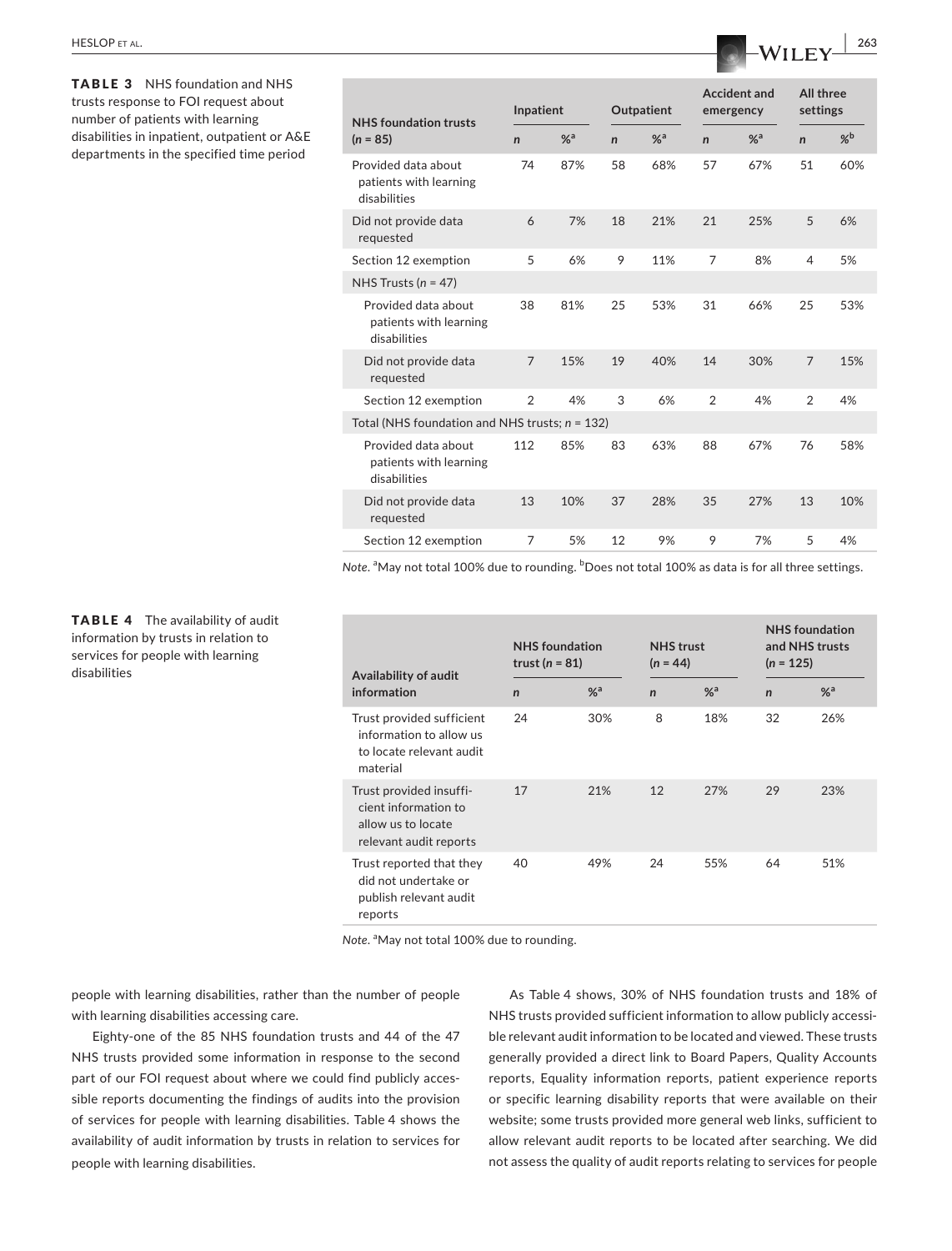**TABLE 3** NHS foundation and NHS trusts response to FOI request about number of patients with learning disabilities in inpatient, outpatient or A&E departments in the specified time period

| NHS foundation trusts (n = 85) | Inpatient | | Outpatient | | Accident and emergency | | All three settings | |
|---|---|---|---|---|---|---|---|---|
| | n | %[a] | n | %[a] | n | %[a] | n | %[b] |
| Provided data about patients with learning disabilities | 74 | 87% | 58 | 68% | 57 | 67% | 51 | 60% |
| Did not provide data requested | 6 | 7% | 18 | 21% | 21 | 25% | 5 | 6% |
| Section 12 exemption | 5 | 6% | 9 | 11% | 7 | 8% | 4 | 5% |
| NHS Trusts (n = 47) | | | | | | | | |
| Provided data about patients with learning disabilities | 38 | 81% | 25 | 53% | 31 | 66% | 25 | 53% |
| Did not provide data requested | 7 | 15% | 19 | 40% | 14 | 30% | 7 | 15% |
| Section 12 exemption | 2 | 4% | 3 | 6% | 2 | 4% | 2 | 4% |
| Total (NHS foundation and NHS trusts; n = 132) | | | | | | | | |
| Provided data about patients with learning disabilities | 112 | 85% | 83 | 63% | 88 | 67% | 76 | 58% |
| Did not provide data requested | 13 | 10% | 37 | 28% | 35 | 27% | 13 | 10% |
| Section 12 exemption | 7 | 5% | 12 | 9% | 9 | 7% | 5 | 4% |

*Note.* [a]May not total 100% due to rounding. [b]Does not total 100% as data is for all three settings.

**TABLE 4** The availability of audit information by trusts in relation to services for people with learning disabilities

| Availability of audit information | NHS foundation trust (n = 81) | | NHS trust (n = 44) | | NHS foundation and NHS trusts (n = 125) | |
|---|---|---|---|---|---|---|
| | n | %[a] | n | %[a] | n | %[a] |
| Trust provided sufficient information to allow us to locate relevant audit material | 24 | 30% | 8 | 18% | 32 | 26% |
| Trust provided insufficient information to allow us to locate relevant audit reports | 17 | 21% | 12 | 27% | 29 | 23% |
| Trust reported that they did not undertake or publish relevant audit reports | 40 | 49% | 24 | 55% | 64 | 51% |

*Note.* [a]May not total 100% due to rounding.

people with learning disabilities, rather than the number of people with learning disabilities accessing care.

Eighty-one of the 85 NHS foundation trusts and 44 of the 47 NHS trusts provided some information in response to the second part of our FOI request about where we could find publicly accessible reports documenting the findings of audits into the provision of services for people with learning disabilities. Table 4 shows the availability of audit information by trusts in relation to services for people with learning disabilities.

As Table 4 shows, 30% of NHS foundation trusts and 18% of NHS trusts provided sufficient information to allow publicly accessible relevant audit information to be located and viewed. These trusts generally provided a direct link to Board Papers, Quality Accounts reports, Equality information reports, patient experience reports or specific learning disability reports that were available on their website; some trusts provided more general web links, sufficient to allow relevant audit reports to be located after searching. We did not assess the quality of audit reports relating to services for people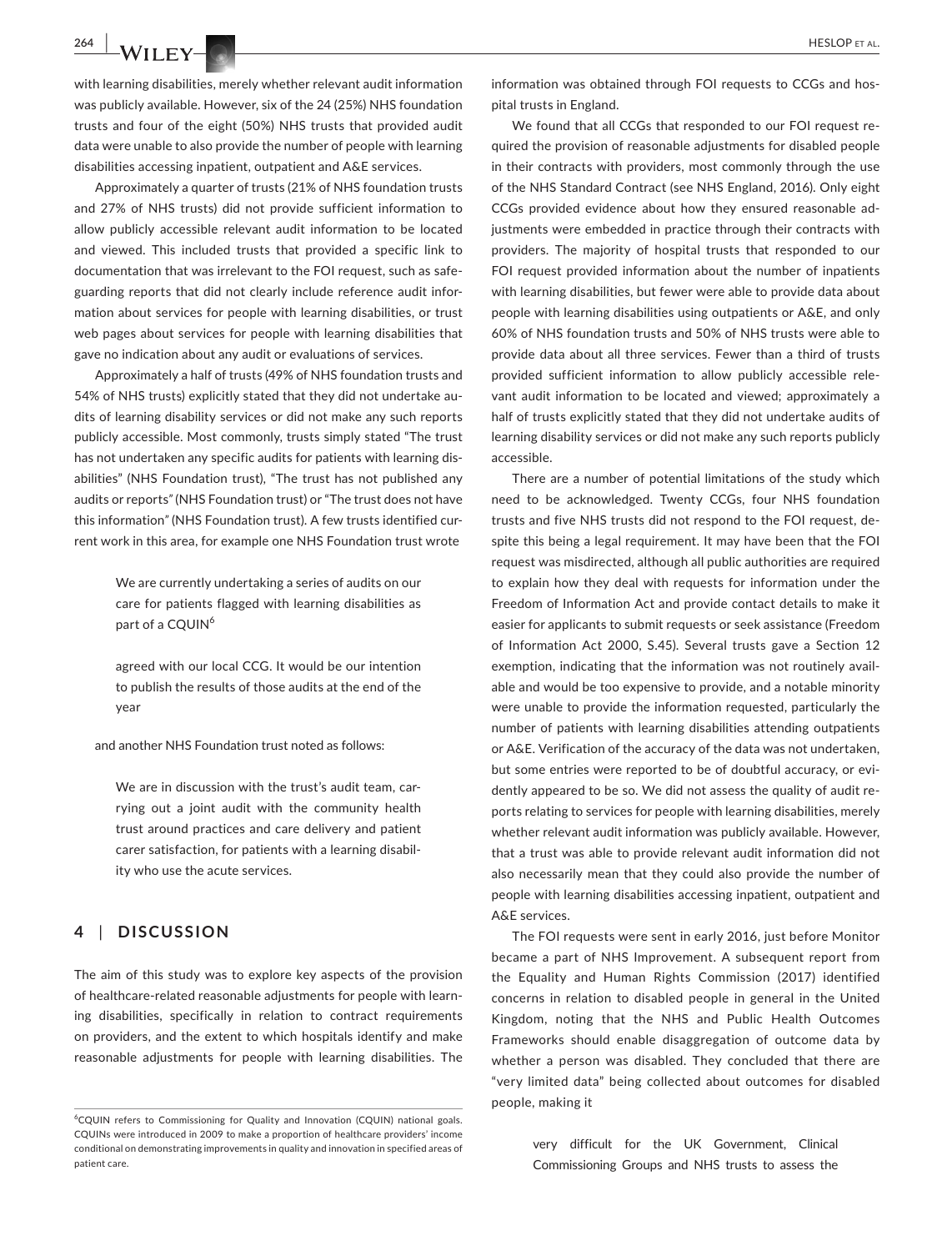with learning disabilities, merely whether relevant audit information was publicly available. However, six of the 24 (25%) NHS foundation trusts and four of the eight (50%) NHS trusts that provided audit data were unable to also provide the number of people with learning disabilities accessing inpatient, outpatient and A&E services.

Approximately a quarter of trusts (21% of NHS foundation trusts and 27% of NHS trusts) did not provide sufficient information to allow publicly accessible relevant audit information to be located and viewed. This included trusts that provided a specific link to documentation that was irrelevant to the FOI request, such as safeguarding reports that did not clearly include reference audit information about services for people with learning disabilities, or trust web pages about services for people with learning disabilities that gave no indication about any audit or evaluations of services.

Approximately a half of trusts (49% of NHS foundation trusts and 54% of NHS trusts) explicitly stated that they did not undertake audits of learning disability services or did not make any such reports publicly accessible. Most commonly, trusts simply stated "The trust has not undertaken any specific audits for patients with learning disabilities" (NHS Foundation trust), "The trust has not published any audits or reports" (NHS Foundation trust) or "The trust does not have this information" (NHS Foundation trust). A few trusts identified current work in this area, for example one NHS Foundation trust wrote

> We are currently undertaking a series of audits on our care for patients flagged with learning disabilities as part of a CQUIN[6]
>
> agreed with our local CCG. It would be our intention to publish the results of those audits at the end of the year

and another NHS Foundation trust noted as follows:

> We are in discussion with the trust's audit team, carrying out a joint audit with the community health trust around practices and care delivery and patient carer satisfaction, for patients with a learning disability who use the acute services.

## 4 | DISCUSSION

The aim of this study was to explore key aspects of the provision of healthcare-related reasonable adjustments for people with learning disabilities, specifically in relation to contract requirements on providers, and the extent to which hospitals identify and make reasonable adjustments for people with learning disabilities. The information was obtained through FOI requests to CCGs and hospital trusts in England.

We found that all CCGs that responded to our FOI request required the provision of reasonable adjustments for disabled people in their contracts with providers, most commonly through the use of the NHS Standard Contract (see NHS England, 2016). Only eight CCGs provided evidence about how they ensured reasonable adjustments were embedded in practice through their contracts with providers. The majority of hospital trusts that responded to our FOI request provided information about the number of inpatients with learning disabilities, but fewer were able to provide data about people with learning disabilities using outpatients or A&E, and only 60% of NHS foundation trusts and 50% of NHS trusts were able to provide data about all three services. Fewer than a third of trusts provided sufficient information to allow publicly accessible relevant audit information to be located and viewed; approximately a half of trusts explicitly stated that they did not undertake audits of learning disability services or did not make any such reports publicly accessible.

There are a number of potential limitations of the study which need to be acknowledged. Twenty CCGs, four NHS foundation trusts and five NHS trusts did not respond to the FOI request, despite this being a legal requirement. It may have been that the FOI request was misdirected, although all public authorities are required to explain how they deal with requests for information under the Freedom of Information Act and provide contact details to make it easier for applicants to submit requests or seek assistance (Freedom of Information Act 2000, S.45). Several trusts gave a Section 12 exemption, indicating that the information was not routinely available and would be too expensive to provide, and a notable minority were unable to provide the information requested, particularly the number of patients with learning disabilities attending outpatients or A&E. Verification of the accuracy of the data was not undertaken, but some entries were reported to be of doubtful accuracy, or evidently appeared to be so. We did not assess the quality of audit reports relating to services for people with learning disabilities, merely whether relevant audit information was publicly available. However, that a trust was able to provide relevant audit information did not also necessarily mean that they could also provide the number of people with learning disabilities accessing inpatient, outpatient and A&E services.

The FOI requests were sent in early 2016, just before Monitor became a part of NHS Improvement. A subsequent report from the Equality and Human Rights Commission (2017) identified concerns in relation to disabled people in general in the United Kingdom, noting that the NHS and Public Health Outcomes Frameworks should enable disaggregation of outcome data by whether a person was disabled. They concluded that there are "very limited data" being collected about outcomes for disabled people, making it

> very difficult for the UK Government, Clinical Commissioning Groups and NHS trusts to assess the

[6] CQUIN refers to Commissioning for Quality and Innovation (CQUIN) national goals. CQUINs were introduced in 2009 to make a proportion of healthcare providers' income conditional on demonstrating improvements in quality and innovation in specified areas of patient care.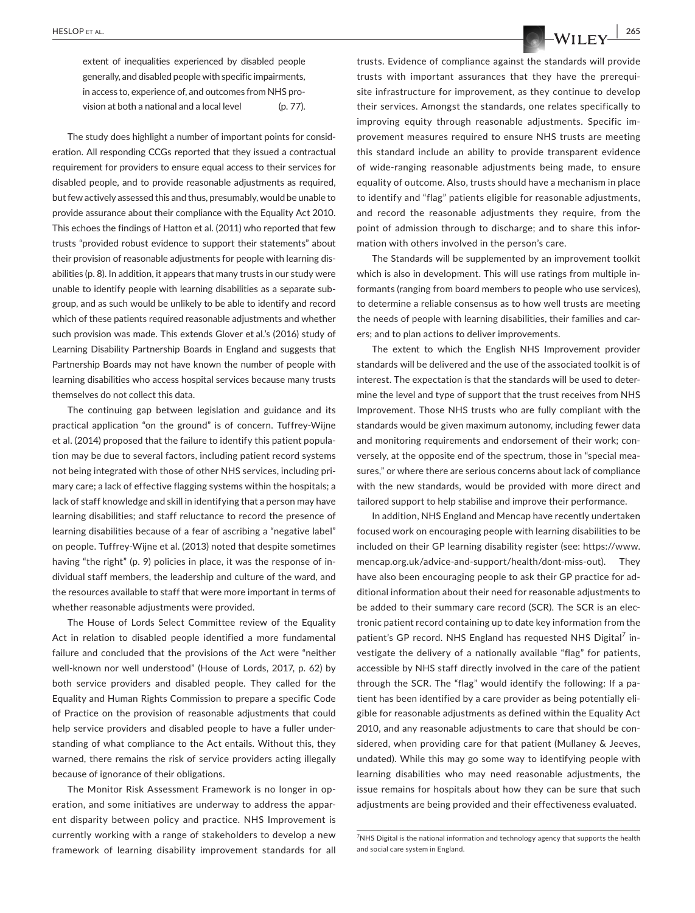extent of inequalities experienced by disabled people generally, and disabled people with specific impairments, in access to, experience of, and outcomes from NHS provision at both a national and a local level (p. 77).

The study does highlight a number of important points for consideration. All responding CCGs reported that they issued a contractual requirement for providers to ensure equal access to their services for disabled people, and to provide reasonable adjustments as required, but few actively assessed this and thus, presumably, would be unable to provide assurance about their compliance with the Equality Act 2010. This echoes the findings of Hatton et al. (2011) who reported that few trusts "provided robust evidence to support their statements" about their provision of reasonable adjustments for people with learning disabilities (p. 8). In addition, it appears that many trusts in our study were unable to identify people with learning disabilities as a separate subgroup, and as such would be unlikely to be able to identify and record which of these patients required reasonable adjustments and whether such provision was made. This extends Glover et al.'s (2016) study of Learning Disability Partnership Boards in England and suggests that Partnership Boards may not have known the number of people with learning disabilities who access hospital services because many trusts themselves do not collect this data.

The continuing gap between legislation and guidance and its practical application "on the ground" is of concern. Tuffrey-Wijne et al. (2014) proposed that the failure to identify this patient population may be due to several factors, including patient record systems not being integrated with those of other NHS services, including primary care; a lack of effective flagging systems within the hospitals; a lack of staff knowledge and skill in identifying that a person may have learning disabilities; and staff reluctance to record the presence of learning disabilities because of a fear of ascribing a "negative label" on people. Tuffrey-Wijne et al. (2013) noted that despite sometimes having "the right" (p. 9) policies in place, it was the response of individual staff members, the leadership and culture of the ward, and the resources available to staff that were more important in terms of whether reasonable adjustments were provided.

The House of Lords Select Committee review of the Equality Act in relation to disabled people identified a more fundamental failure and concluded that the provisions of the Act were "neither well-known nor well understood" (House of Lords, 2017, p. 62) by both service providers and disabled people. They called for the Equality and Human Rights Commission to prepare a specific Code of Practice on the provision of reasonable adjustments that could help service providers and disabled people to have a fuller understanding of what compliance to the Act entails. Without this, they warned, there remains the risk of service providers acting illegally because of ignorance of their obligations.

The Monitor Risk Assessment Framework is no longer in operation, and some initiatives are underway to address the apparent disparity between policy and practice. NHS Improvement is currently working with a range of stakeholders to develop a new framework of learning disability improvement standards for all trusts. Evidence of compliance against the standards will provide trusts with important assurances that they have the prerequisite infrastructure for improvement, as they continue to develop their services. Amongst the standards, one relates specifically to improving equity through reasonable adjustments. Specific improvement measures required to ensure NHS trusts are meeting this standard include an ability to provide transparent evidence of wide-ranging reasonable adjustments being made, to ensure equality of outcome. Also, trusts should have a mechanism in place to identify and "flag" patients eligible for reasonable adjustments, and record the reasonable adjustments they require, from the point of admission through to discharge; and to share this information with others involved in the person's care.

The Standards will be supplemented by an improvement toolkit which is also in development. This will use ratings from multiple informants (ranging from board members to people who use services), to determine a reliable consensus as to how well trusts are meeting the needs of people with learning disabilities, their families and carers; and to plan actions to deliver improvements.

The extent to which the English NHS Improvement provider standards will be delivered and the use of the associated toolkit is of interest. The expectation is that the standards will be used to determine the level and type of support that the trust receives from NHS Improvement. Those NHS trusts who are fully compliant with the standards would be given maximum autonomy, including fewer data and monitoring requirements and endorsement of their work; conversely, at the opposite end of the spectrum, those in "special measures," or where there are serious concerns about lack of compliance with the new standards, would be provided with more direct and tailored support to help stabilise and improve their performance.

In addition, NHS England and Mencap have recently undertaken focused work on encouraging people with learning disabilities to be included on their GP learning disability register (see: https://www.mencap.org.uk/advice-and-support/health/dont-miss-out). They have also been encouraging people to ask their GP practice for additional information about their need for reasonable adjustments to be added to their summary care record (SCR). The SCR is an electronic patient record containing up to date key information from the patient's GP record. NHS England has requested NHS Digital[7] investigate the delivery of a nationally available "flag" for patients, accessible by NHS staff directly involved in the care of the patient through the SCR. The "flag" would identify the following: If a patient has been identified by a care provider as being potentially eligible for reasonable adjustments as defined within the Equality Act 2010, and any reasonable adjustments to care that should be considered, when providing care for that patient (Mullaney & Jeeves, undated). While this may go some way to identifying people with learning disabilities who may need reasonable adjustments, the issue remains for hospitals about how they can be sure that such adjustments are being provided and their effectiveness evaluated.

[7]NHS Digital is the national information and technology agency that supports the health and social care system in England.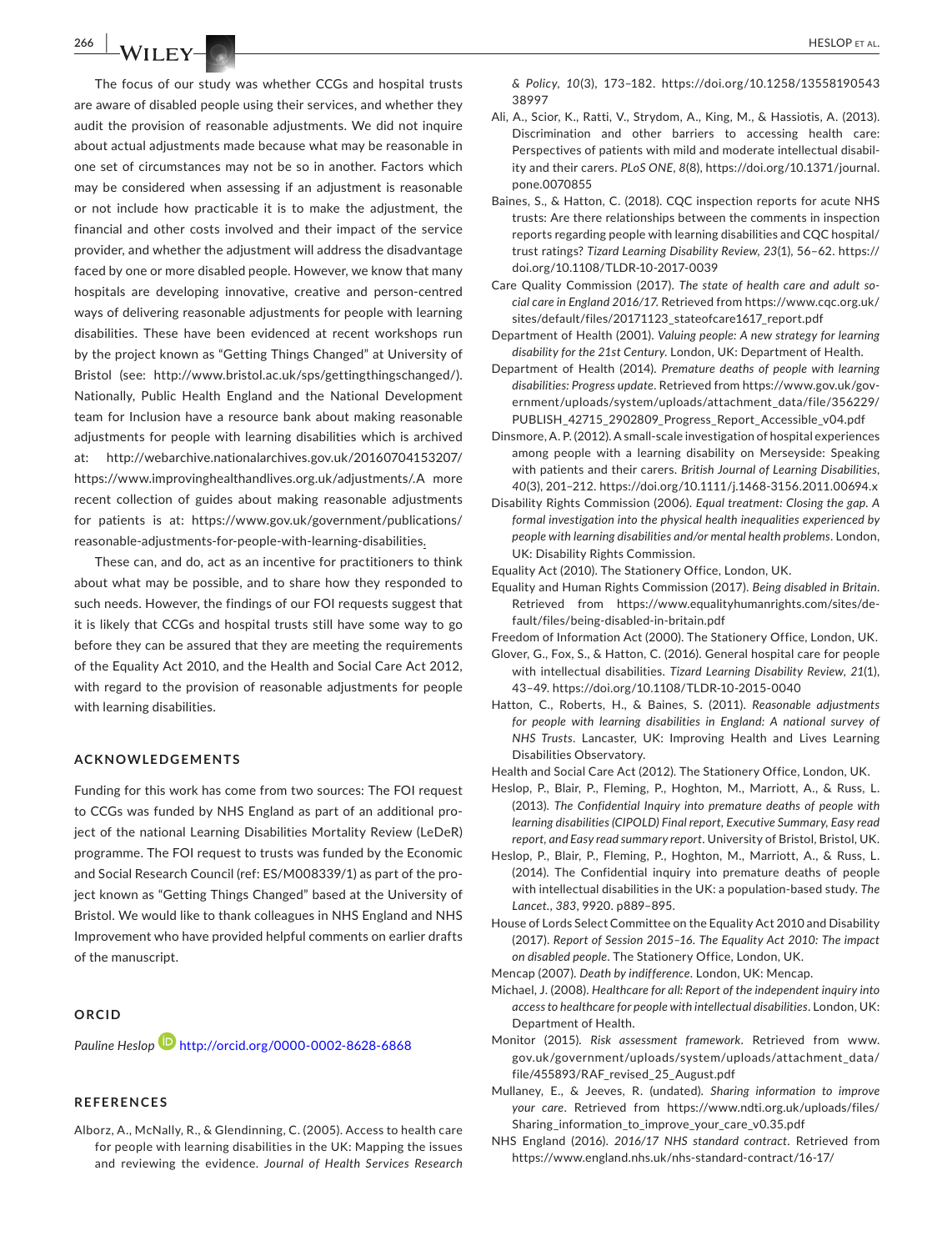The focus of our study was whether CCGs and hospital trusts are aware of disabled people using their services, and whether they audit the provision of reasonable adjustments. We did not inquire about actual adjustments made because what may be reasonable in one set of circumstances may not be so in another. Factors which may be considered when assessing if an adjustment is reasonable or not include how practicable it is to make the adjustment, the financial and other costs involved and their impact of the service provider, and whether the adjustment will address the disadvantage faced by one or more disabled people. However, we know that many hospitals are developing innovative, creative and person-centred ways of delivering reasonable adjustments for people with learning disabilities. These have been evidenced at recent workshops run by the project known as "Getting Things Changed" at University of Bristol (see: http://www.bristol.ac.uk/sps/gettingthingschanged/). Nationally, Public Health England and the National Development team for Inclusion have a resource bank about making reasonable adjustments for people with learning disabilities which is archived at: http://webarchive.nationalarchives.gov.uk/20160704153207/https://www.improvinghealthandlives.org.uk/adjustments/.A more recent collection of guides about making reasonable adjustments for patients is at: https://www.gov.uk/government/publications/reasonable-adjustments-for-people-with-learning-disabilities.

These can, and do, act as an incentive for practitioners to think about what may be possible, and to share how they responded to such needs. However, the findings of our FOI requests suggest that it is likely that CCGs and hospital trusts still have some way to go before they can be assured that they are meeting the requirements of the Equality Act 2010, and the Health and Social Care Act 2012, with regard to the provision of reasonable adjustments for people with learning disabilities.

## ACKNOWLEDGEMENTS

Funding for this work has come from two sources: The FOI request to CCGs was funded by NHS England as part of an additional project of the national Learning Disabilities Mortality Review (LeDeR) programme. The FOI request to trusts was funded by the Economic and Social Research Council (ref: ES/M008339/1) as part of the project known as "Getting Things Changed" based at the University of Bristol. We would like to thank colleagues in NHS England and NHS Improvement who have provided helpful comments on earlier drafts of the manuscript.

## ORCID

*Pauline Heslop* http://orcid.org/0000-0002-8628-6868

## REFERENCES

Alborz, A., McNally, R., & Glendinning, C. (2005). Access to health care for people with learning disabilities in the UK: Mapping the issues and reviewing the evidence. *Journal of Health Services Research & Policy*, *10*(3), 173–182. https://doi.org/10.1258/1355819054338997

Ali, A., Scior, K., Ratti, V., Strydom, A., King, M., & Hassiotis, A. (2013). Discrimination and other barriers to accessing health care: Perspectives of patients with mild and moderate intellectual disability and their carers. *PLoS ONE*, *8*(8), https://doi.org/10.1371/journal.pone.0070855

Baines, S., & Hatton, C. (2018). CQC inspection reports for acute NHS trusts: Are there relationships between the comments in inspection reports regarding people with learning disabilities and CQC hospital/trust ratings? *Tizard Learning Disability Review*, *23*(1), 56–62. https://doi.org/10.1108/TLDR-10-2017-0039

Care Quality Commission (2017). *The state of health care and adult social care in England 2016/17*. Retrieved from https://www.cqc.org.uk/sites/default/files/20171123_stateofcare1617_report.pdf

Department of Health (2001). *Valuing people: A new strategy for learning disability for the 21st Century*. London, UK: Department of Health.

Department of Health (2014). *Premature deaths of people with learning disabilities: Progress update*. Retrieved from https://www.gov.uk/government/uploads/system/uploads/attachment_data/file/356229/PUBLISH_42715_2902809_Progress_Report_Accessible_v04.pdf

Dinsmore, A. P. (2012). A small-scale investigation of hospital experiences among people with a learning disability on Merseyside: Speaking with patients and their carers. *British Journal of Learning Disabilities*, *40*(3), 201–212. https://doi.org/10.1111/j.1468-3156.2011.00694.x

Disability Rights Commission (2006). *Equal treatment: Closing the gap. A formal investigation into the physical health inequalities experienced by people with learning disabilities and/or mental health problems*. London, UK: Disability Rights Commission.

Equality Act (2010). The Stationery Office, London, UK.

Equality and Human Rights Commission (2017). *Being disabled in Britain*. Retrieved from https://www.equalityhumanrights.com/sites/default/files/being-disabled-in-britain.pdf

Freedom of Information Act (2000). The Stationery Office, London, UK.

Glover, G., Fox, S., & Hatton, C. (2016). General hospital care for people with intellectual disabilities. *Tizard Learning Disability Review*, *21*(1), 43–49. https://doi.org/10.1108/TLDR-10-2015-0040

Hatton, C., Roberts, H., & Baines, S. (2011). *Reasonable adjustments for people with learning disabilities in England: A national survey of NHS Trusts*. Lancaster, UK: Improving Health and Lives Learning Disabilities Observatory.

Health and Social Care Act (2012). The Stationery Office, London, UK.

Heslop, P., Blair, P., Fleming, P., Hoghton, M., Marriott, A., & Russ, L. (2013). *The Confidential Inquiry into premature deaths of people with learning disabilities (CIPOLD) Final report, Executive Summary, Easy read report, and Easy read summary report*. University of Bristol, Bristol, UK.

Heslop, P., Blair, P., Fleming, P., Hoghton, M., Marriott, A., & Russ, L. (2014). The Confidential inquiry into premature deaths of people with intellectual disabilities in the UK: a population-based study. *The Lancet.*, *383*, 9920. p889–895.

House of Lords Select Committee on the Equality Act 2010 and Disability (2017). *Report of Session 2015–16. The Equality Act 2010: The impact on disabled people*. The Stationery Office, London, UK.

Mencap (2007). *Death by indifference*. London, UK: Mencap.

Michael, J. (2008). *Healthcare for all: Report of the independent inquiry into access to healthcare for people with intellectual disabilities*. London, UK: Department of Health.

Monitor (2015). *Risk assessment framework*. Retrieved from www.gov.uk/government/uploads/system/uploads/attachment_data/file/455893/RAF_revised_25_August.pdf

Mullaney, E., & Jeeves, R. (undated). *Sharing information to improve your care*. Retrieved from https://www.ndti.org.uk/uploads/files/Sharing_information_to_improve_your_care_v0.35.pdf

NHS England (2016). *2016/17 NHS standard contract*. Retrieved from https://www.england.nhs.uk/nhs-standard-contract/16-17/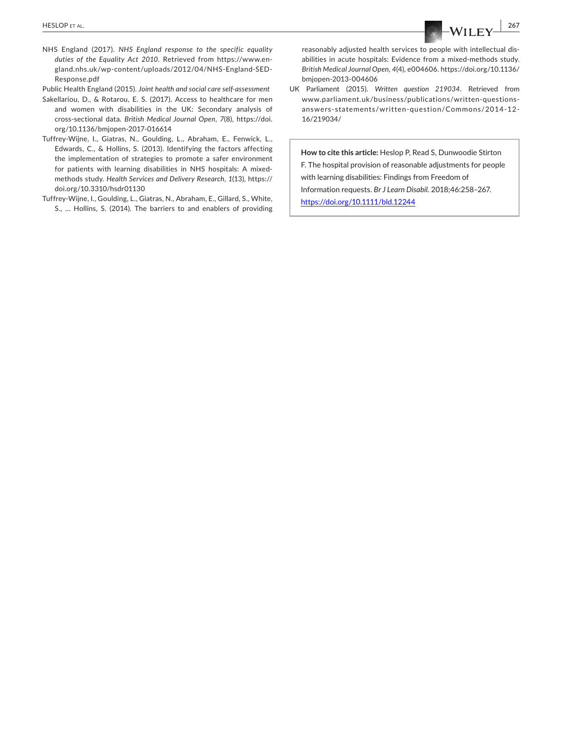NHS England (2017). *NHS England response to the specific equality duties of the Equality Act 2010*. Retrieved from https://www.england.nhs.uk/wp-content/uploads/2012/04/NHS-England-SED-Response.pdf

Public Health England (2015). *Joint health and social care self-assessment*

Sakellariou, D., & Rotarou, E. S. (2017). Access to healthcare for men and women with disabilities in the UK: Secondary analysis of cross-sectional data. *British Medical Journal Open*, *7*(8), https://doi.org/10.1136/bmjopen-2017-016614

Tuffrey-Wijne, I., Giatras, N., Goulding, L., Abraham, E., Fenwick, L., Edwards, C., & Hollins, S. (2013). Identifying the factors affecting the implementation of strategies to promote a safer environment for patients with learning disabilities in NHS hospitals: A mixed-methods study. *Health Services and Delivery Research*, *1*(13), https://doi.org/10.3310/hsdr01130

Tuffrey-Wijne, I., Goulding, L., Giatras, N., Abraham, E., Gillard, S., White, S., … Hollins, S. (2014). The barriers to and enablers of providing reasonably adjusted health services to people with intellectual disabilities in acute hospitals: Evidence from a mixed-methods study. *British Medical Journal Open*, *4*(4), e004606. https://doi.org/10.1136/bmjopen-2013-004606

UK Parliament (2015). *Written question 219034*. Retrieved from www.parliament.uk/business/publications/written-questions-answers-statements/written-question/Commons/2014-12-16/219034/

**How to cite this article:** Heslop P, Read S, Dunwoodie Stirton F. The hospital provision of reasonable adjustments for people with learning disabilities: Findings from Freedom of Information requests. *Br J Learn Disabil*. 2018;46:258–267. https://doi.org/10.1111/bld.12244